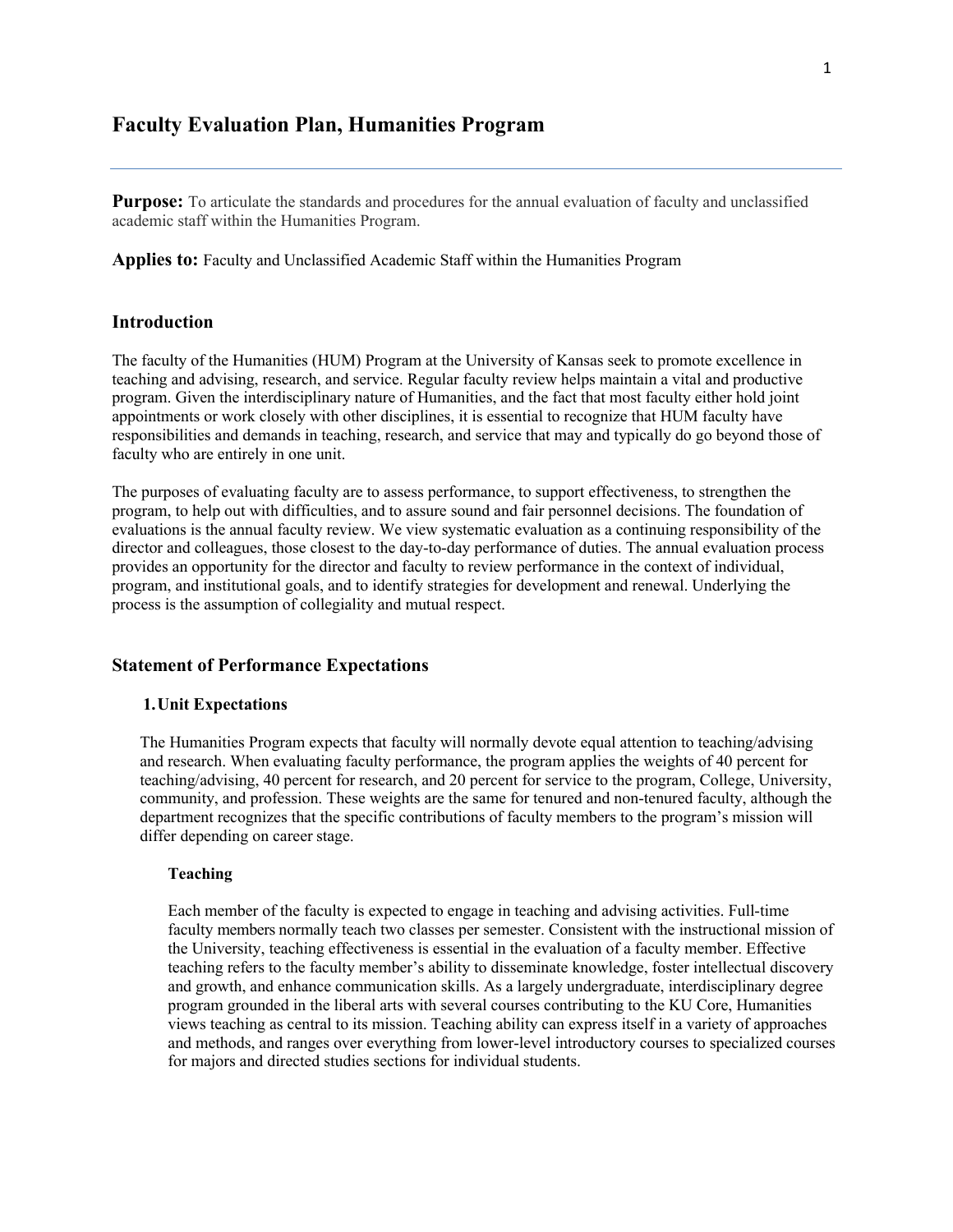# Faculty Evaluation Plan, Humanities Program

**Purpose:** To articulate the standards and procedures for the annual evaluation of faculty and unclassified academic staff within the Humanities Program.

**Applies to:** Faculty and Unclassified Academic Staff within the Humanities Program

## Introduction

The faculty of the Humanities (HUM) Program at the University of Kansas seek to promote excellence in teaching and advising, research, and service. Regular faculty review helps maintain a vital and productive program. Given the interdisciplinary nature of Humanities, and the fact that most faculty either hold joint appointments or work closely with other disciplines, it is essential to recognize that HUM faculty have responsibilities and demands in teaching, research, and service that may and typically do go beyond those of faculty who are entirely in one unit.

The purposes of evaluating faculty are to assess performance, to support effectiveness, to strengthen the program, to help out with difficulties, and to assure sound and fair personnel decisions. The foundation of evaluations is the annual faculty review. We view systematic evaluation as a continuing responsibility of the director and colleagues, those closest to the day-to-day performance of duties. The annual evaluation process provides an opportunity for the director and faculty to review performance in the context of individual, program, and institutional goals, and to identify strategies for development and renewal. Underlying the process is the assumption of collegiality and mutual respect.

## Statement of Performance Expectations

### 1. Unit Expectations

The Humanities Program expects that faculty will normally devote equal attention to teaching/advising and research. When evaluating faculty performance, the program applies the weights of 40 percent for teaching/advising, 40 percent for research, and 20 percent for service to the program, College, University, community, and profession. These weights are the same for tenured and non-tenured faculty, although the department recognizes that the specific contributions of faculty members to the program's mission will differ depending on career stage.

#### Teaching

Each member of the faculty is expected to engage in teaching and advising activities. Full-time faculty members normally teach two classes per semester. Consistent with the instructional mission of the University, teaching effectiveness is essential in the evaluation of a faculty member. Effective teaching refers to the faculty member's ability to disseminate knowledge, foster intellectual discovery and growth, and enhance communication skills. As a largely undergraduate, interdisciplinary degree program grounded in the liberal arts with several courses contributing to the KU Core, Humanities views teaching as central to its mission. Teaching ability can express itself in a variety of approaches and methods, and ranges over everything from lower-level introductory courses to specialized courses for majors and directed studies sections for individual students.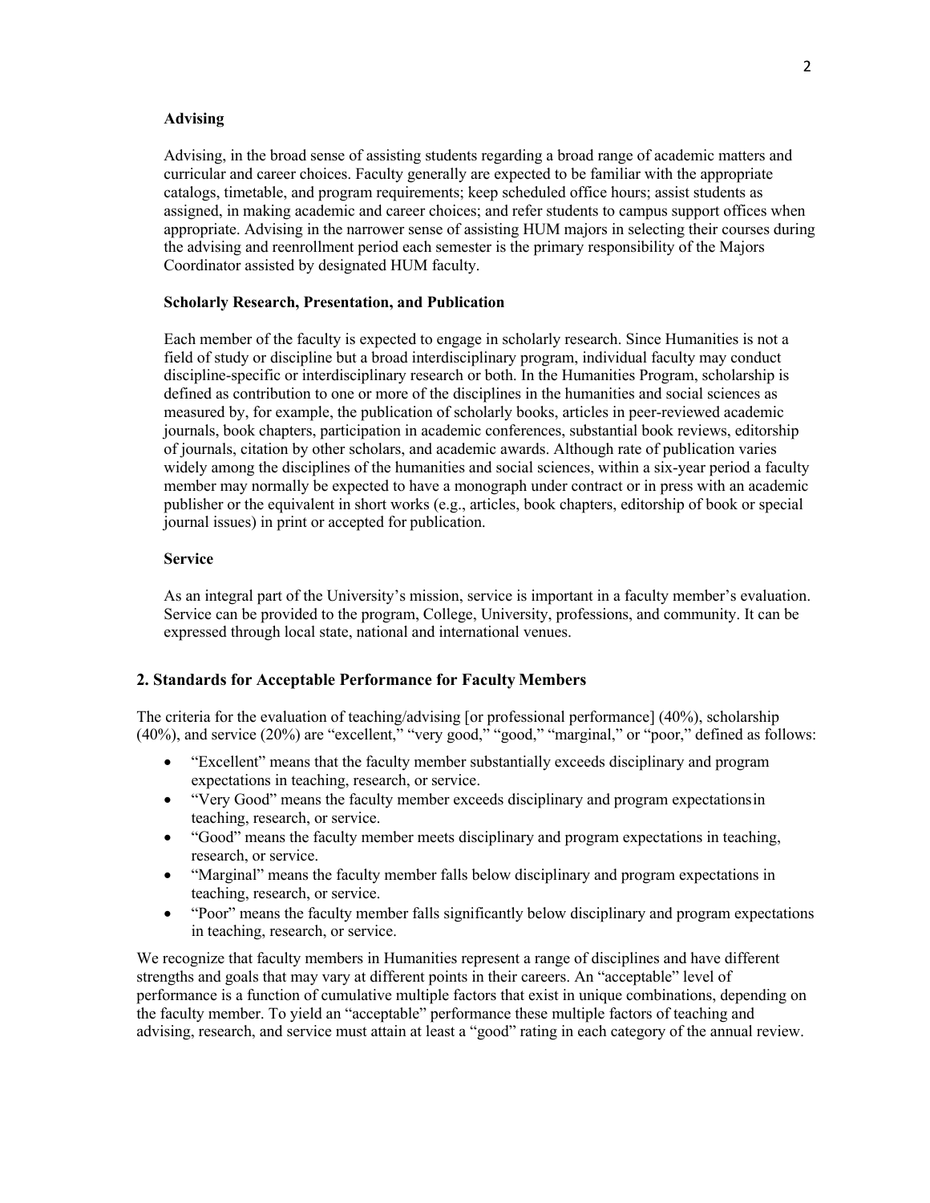### Advising

Advising, in the broad sense of assisting students regarding a broad range of academic matters and curricular and career choices. Faculty generally are expected to be familiar with the appropriate catalogs, timetable, and program requirements; keep scheduled office hours; assist students as assigned, in making academic and career choices; and refer students to campus support offices when appropriate. Advising in the narrower sense of assisting HUM majors in selecting their courses during the advising and reenrollment period each semester is the primary responsibility of the Majors Coordinator assisted by designated HUM faculty.

### Scholarly Research, Presentation, and Publication

Each member of the faculty is expected to engage in scholarly research. Since Humanities is not a field of study or discipline but a broad interdisciplinary program, individual faculty may conduct discipline-specific or interdisciplinary research or both. In the Humanities Program, scholarship is defined as contribution to one or more of the disciplines in the humanities and social sciences as measured by, for example, the publication of scholarly books, articles in peer-reviewed academic journals, book chapters, participation in academic conferences, substantial book reviews, editorship of journals, citation by other scholars, and academic awards. Although rate of publication varies widely among the disciplines of the humanities and social sciences, within a six-year period a faculty member may normally be expected to have a monograph under contract or in press with an academic publisher or the equivalent in short works (e.g., articles, book chapters, editorship of book or special journal issues) in print or accepted for publication.

### Service

As an integral part of the University's mission, service is important in a faculty member's evaluation. Service can be provided to the program, College, University, professions, and community. It can be expressed through local state, national and international venues.

## 2. Standards for Acceptable Performance for Faculty Members

The criteria for the evaluation of teaching/advising [or professional performance] (40%), scholarship (40%), and service (20%) are "excellent," "very good," "good," "marginal," or "poor," defined as follows:

- "Excellent" means that the faculty member substantially exceeds disciplinary and program expectations in teaching, research, or service.
- "Very Good" means the faculty member exceeds disciplinary and program expectations in teaching, research, or service.
- "Good" means the faculty member meets disciplinary and program expectations in teaching, research, or service.
- "Marginal" means the faculty member falls below disciplinary and program expectations in teaching, research, or service.
- "Poor" means the faculty member falls significantly below disciplinary and program expectations in teaching, research, or service.

We recognize that faculty members in Humanities represent a range of disciplines and have different strengths and goals that may vary at different points in their careers. An "acceptable" level of performance is a function of cumulative multiple factors that exist in unique combinations, depending on the faculty member. To yield an "acceptable" performance these multiple factors of teaching and advising, research, and service must attain at least a "good" rating in each category of the annual review.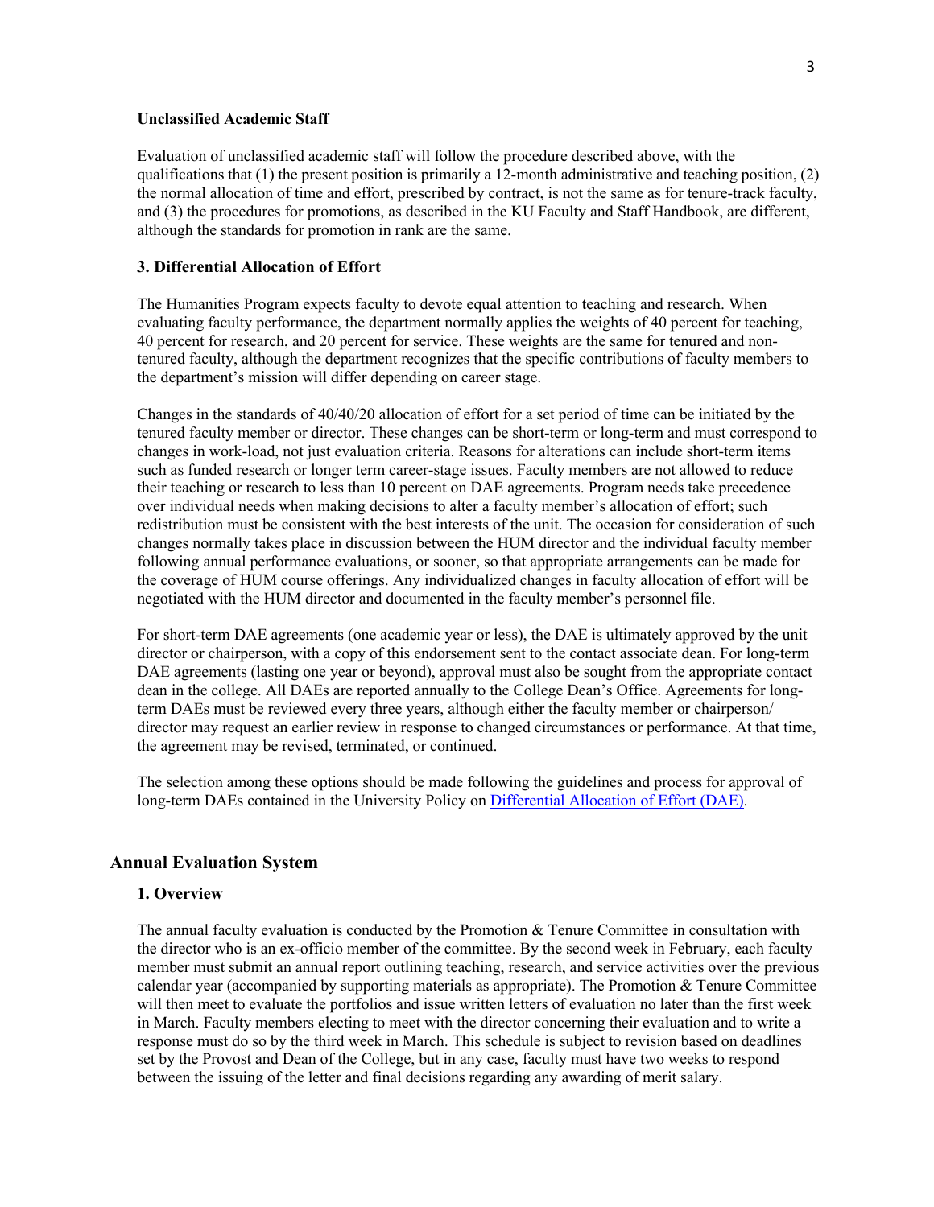**Unclassified Academic Staff**

Evaluation of unclassified academic staff will follow the procedure described above, with the qualifications that (1) the present position is primarily a 12-month administrative and teaching position, (2) the normal allocation of time and effort, prescribed by contract, is not the same as for tenure-track faculty, and (3) the procedures for promotions, as described in the KU Faculty and Staff Handbook, are different, although the standards for promotion in rank are the same.

### 3. Differential Allocation of Effort

The Humanities Program expects faculty to devote equal attention to teaching and research. When evaluating faculty performance, the department normally applies the weights of 40 percent for teaching, 40 percent for research, and 20 percent for service. These weights are the same for tenured and non-tenured faculty, although the department recognizes that the specific contributions of faculty members to the department's mission will differ depending on career stage.

Changes in the standards of 40/40/20 allocation of effort for a set period of time can be initiated by the tenured faculty member or director. These changes can be short-term or long-term and must correspond to changes in work-load, not just evaluation criteria. Reasons for alterations can include short-term items such as funded research or longer term career-stage issues. Faculty members are not allowed to reduce their teaching or research to less than 10 percent on DAE agreements. Program needs take precedence over individual needs when making decisions to alter a faculty member's allocation of effort; such redistribution must be consistent with the best interests of the unit. The occasion for consideration of such changes normally takes place in discussion between the HUM director and the individual faculty member following annual performance evaluations, or sooner, so that appropriate arrangements can be made for the coverage of HUM course offerings. Any individualized changes in faculty allocation of effort will be negotiated with the HUM director and documented in the faculty member's personnel file.

For short-term DAE agreements (one academic year or less), the DAE is ultimately approved by the unit director or chairperson, with a copy of this endorsement sent to the contact associate dean. For long-term DAE agreements (lasting one year or beyond), approval must also be sought from the appropriate contact dean in the college. All DAEs are reported annually to the College Dean's Office. Agreements for long-term DAEs must be reviewed every three years, although either the faculty member or chairperson/ director may request an earlier review in response to changed circumstances or performance. At that time, the agreement may be revised, terminated, or continued.

The selection among these options should be made following the guidelines and process for approval of long-term DAEs contained in the University Policy on Differential Allocation of Effort (DAE).

## Annual Evaluation System

### 1. Overview

The annual faculty evaluation is conducted by the Promotion & Tenure Committee in consultation with the director who is an ex-officio member of the committee. By the second week in February, each faculty member must submit an annual report outlining teaching, research, and service activities over the previous calendar year (accompanied by supporting materials as appropriate). The Promotion & Tenure Committee will then meet to evaluate the portfolios and issue written letters of evaluation no later than the first week in March. Faculty members electing to meet with the director concerning their evaluation and to write a response must do so by the third week in March. This schedule is subject to revision based on deadlines set by the Provost and Dean of the College, but in any case, faculty must have two weeks to respond between the issuing of the letter and final decisions regarding any awarding of merit salary.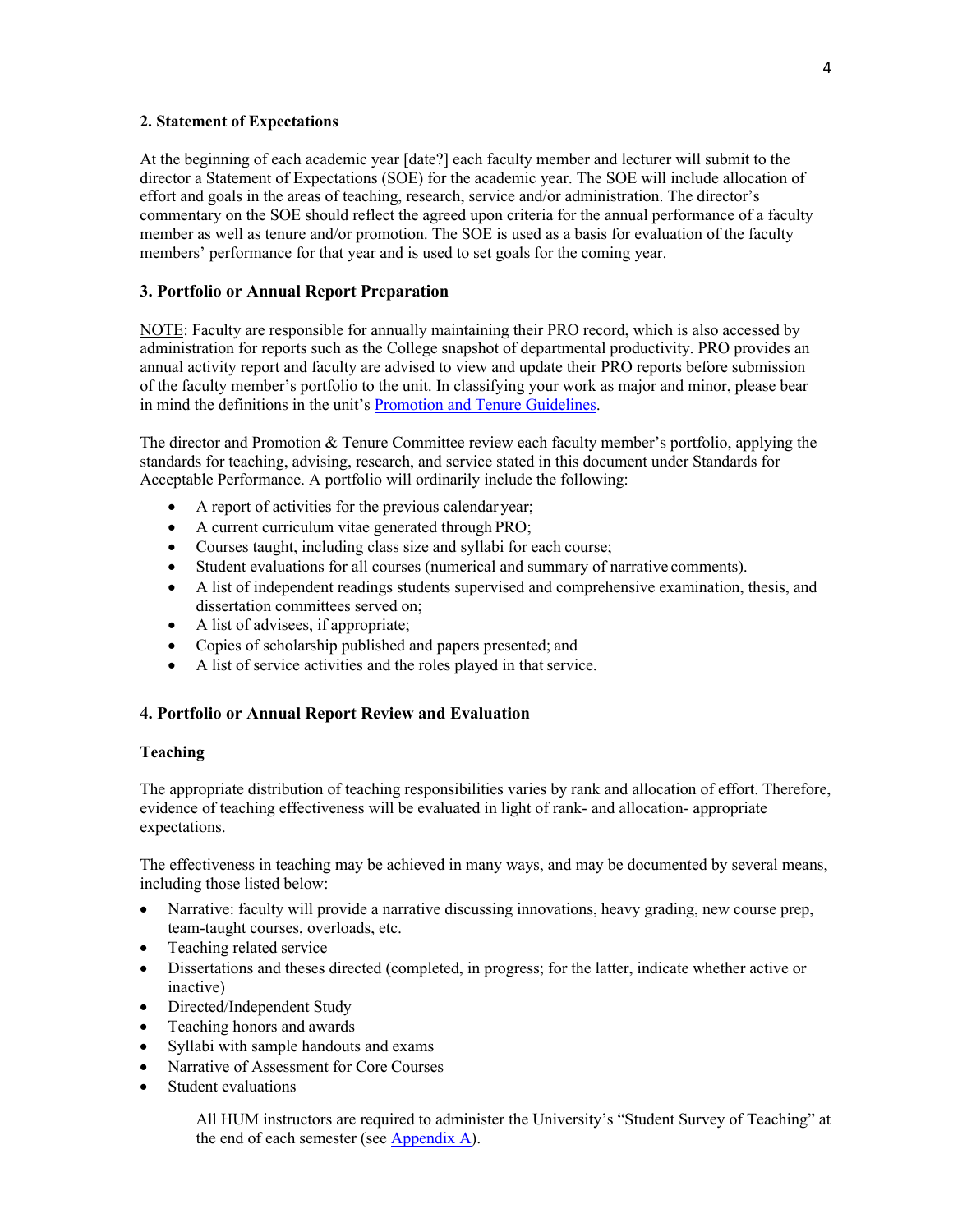## 2. Statement of Expectations

At the beginning of each academic year [date?] each faculty member and lecturer will submit to the director a Statement of Expectations (SOE) for the academic year. The SOE will include allocation of effort and goals in the areas of teaching, research, service and/or administration. The director's commentary on the SOE should reflect the agreed upon criteria for the annual performance of a faculty member as well as tenure and/or promotion. The SOE is used as a basis for evaluation of the faculty members' performance for that year and is used to set goals for the coming year.

## 3. Portfolio or Annual Report Preparation

NOTE: Faculty are responsible for annually maintaining their PRO record, which is also accessed by administration for reports such as the College snapshot of departmental productivity. PRO provides an annual activity report and faculty are advised to view and update their PRO reports before submission of the faculty member's portfolio to the unit. In classifying your work as major and minor, please bear in mind the definitions in the unit's Promotion and Tenure Guidelines.

The director and Promotion & Tenure Committee review each faculty member's portfolio, applying the standards for teaching, advising, research, and service stated in this document under Standards for Acceptable Performance. A portfolio will ordinarily include the following:

- A report of activities for the previous calendar year;
- A current curriculum vitae generated through PRO;
- Courses taught, including class size and syllabi for each course;
- Student evaluations for all courses (numerical and summary of narrative comments).
- A list of independent readings students supervised and comprehensive examination, thesis, and dissertation committees served on;
- A list of advisees, if appropriate;
- Copies of scholarship published and papers presented; and
- A list of service activities and the roles played in that service.

## 4. Portfolio or Annual Report Review and Evaluation

### Teaching

The appropriate distribution of teaching responsibilities varies by rank and allocation of effort. Therefore, evidence of teaching effectiveness will be evaluated in light of rank- and allocation- appropriate expectations.

The effectiveness in teaching may be achieved in many ways, and may be documented by several means, including those listed below:

- Narrative: faculty will provide a narrative discussing innovations, heavy grading, new course prep, team-taught courses, overloads, etc.
- Teaching related service
- Dissertations and theses directed (completed, in progress; for the latter, indicate whether active or inactive)
- Directed/Independent Study
- Teaching honors and awards
- Syllabi with sample handouts and exams
- Narrative of Assessment for Core Courses
- Student evaluations

  All HUM instructors are required to administer the University's "Student Survey of Teaching" at the end of each semester (see Appendix A).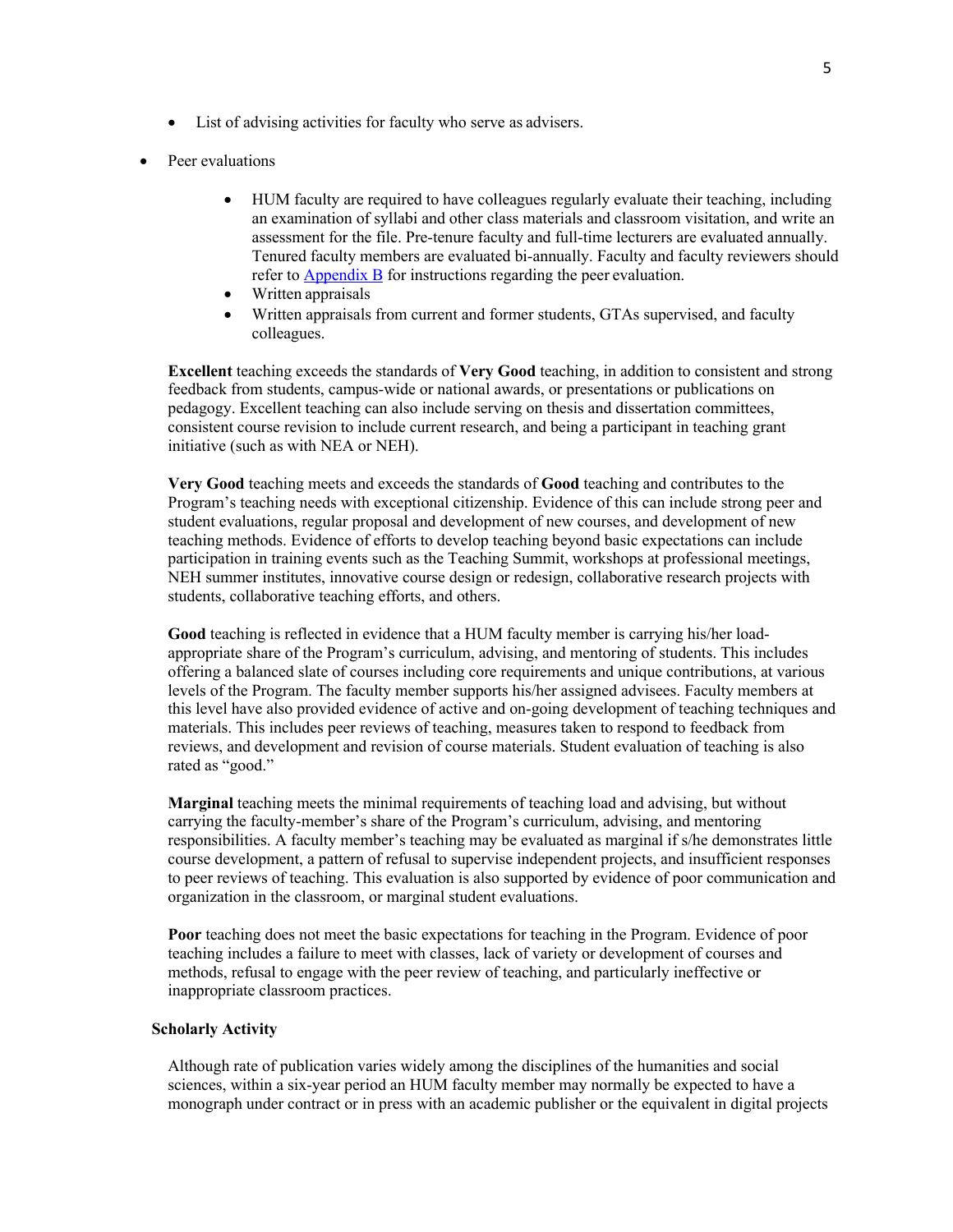- List of advising activities for faculty who serve as advisers.

- Peer evaluations

    - HUM faculty are required to have colleagues regularly evaluate their teaching, including an examination of syllabi and other class materials and classroom visitation, and write an assessment for the file. Pre-tenure faculty and full-time lecturers are evaluated annually. Tenured faculty members are evaluated bi-annually. Faculty and faculty reviewers should refer to Appendix B for instructions regarding the peer evaluation.
    - Written appraisals
    - Written appraisals from current and former students, GTAs supervised, and faculty colleagues.

**Excellent** teaching exceeds the standards of **Very Good** teaching, in addition to consistent and strong feedback from students, campus-wide or national awards, or presentations or publications on pedagogy. Excellent teaching can also include serving on thesis and dissertation committees, consistent course revision to include current research, and being a participant in teaching grant initiative (such as with NEA or NEH).

**Very Good** teaching meets and exceeds the standards of **Good** teaching and contributes to the Program's teaching needs with exceptional citizenship. Evidence of this can include strong peer and student evaluations, regular proposal and development of new courses, and development of new teaching methods. Evidence of efforts to develop teaching beyond basic expectations can include participation in training events such as the Teaching Summit, workshops at professional meetings, NEH summer institutes, innovative course design or redesign, collaborative research projects with students, collaborative teaching efforts, and others.

**Good** teaching is reflected in evidence that a HUM faculty member is carrying his/her load-appropriate share of the Program's curriculum, advising, and mentoring of students. This includes offering a balanced slate of courses including core requirements and unique contributions, at various levels of the Program. The faculty member supports his/her assigned advisees. Faculty members at this level have also provided evidence of active and on-going development of teaching techniques and materials. This includes peer reviews of teaching, measures taken to respond to feedback from reviews, and development and revision of course materials. Student evaluation of teaching is also rated as "good."

**Marginal** teaching meets the minimal requirements of teaching load and advising, but without carrying the faculty-member's share of the Program's curriculum, advising, and mentoring responsibilities. A faculty member's teaching may be evaluated as marginal if s/he demonstrates little course development, a pattern of refusal to supervise independent projects, and insufficient responses to peer reviews of teaching. This evaluation is also supported by evidence of poor communication and organization in the classroom, or marginal student evaluations.

**Poor** teaching does not meet the basic expectations for teaching in the Program. Evidence of poor teaching includes a failure to meet with classes, lack of variety or development of courses and methods, refusal to engage with the peer review of teaching, and particularly ineffective or inappropriate classroom practices.

### Scholarly Activity

Although rate of publication varies widely among the disciplines of the humanities and social sciences, within a six-year period an HUM faculty member may normally be expected to have a monograph under contract or in press with an academic publisher or the equivalent in digital projects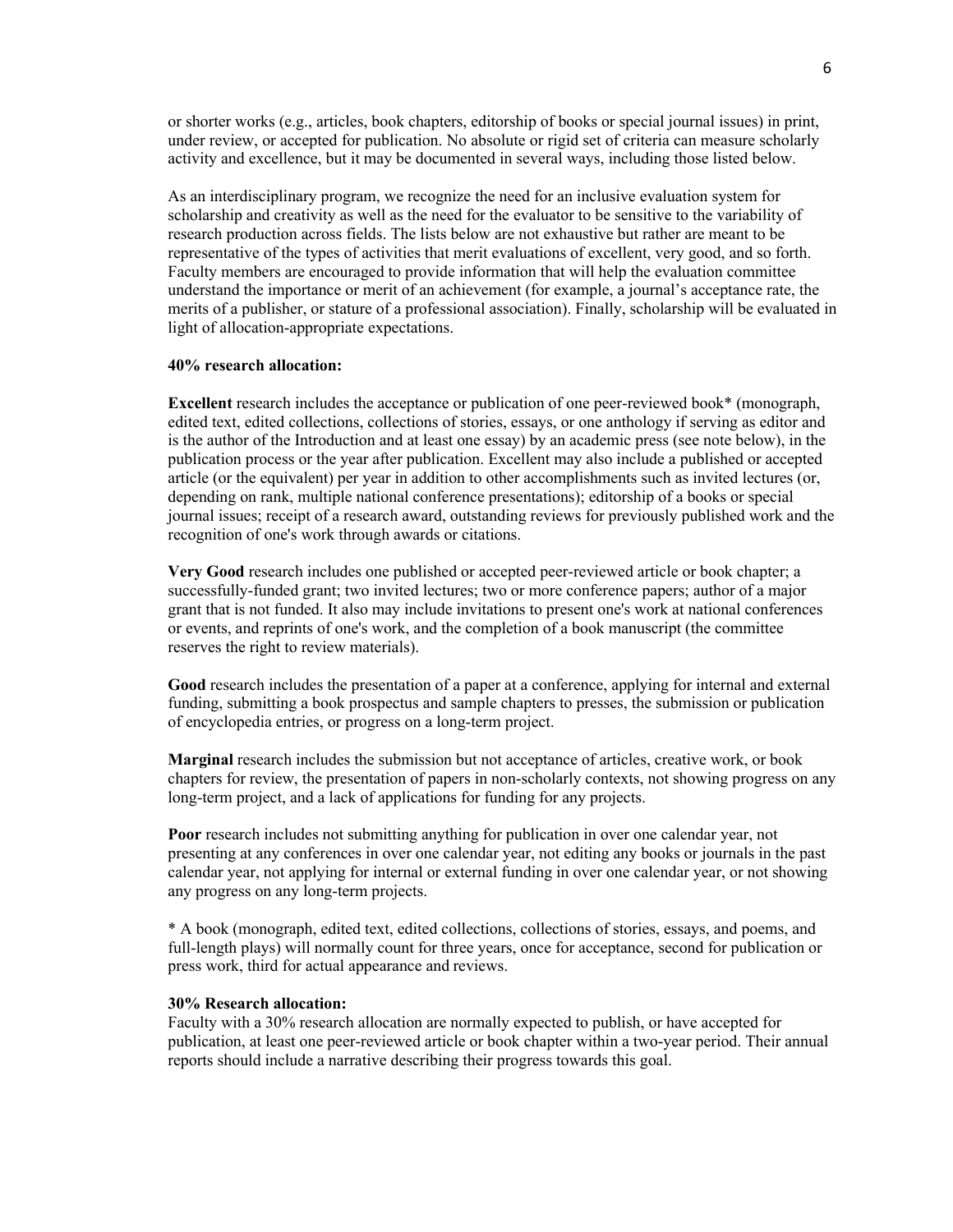or shorter works (e.g., articles, book chapters, editorship of books or special journal issues) in print, under review, or accepted for publication. No absolute or rigid set of criteria can measure scholarly activity and excellence, but it may be documented in several ways, including those listed below.

As an interdisciplinary program, we recognize the need for an inclusive evaluation system for scholarship and creativity as well as the need for the evaluator to be sensitive to the variability of research production across fields. The lists below are not exhaustive but rather are meant to be representative of the types of activities that merit evaluations of excellent, very good, and so forth. Faculty members are encouraged to provide information that will help the evaluation committee understand the importance or merit of an achievement (for example, a journal's acceptance rate, the merits of a publisher, or stature of a professional association). Finally, scholarship will be evaluated in light of allocation-appropriate expectations.

**40% research allocation:**

**Excellent** research includes the acceptance or publication of one peer-reviewed book* (monograph, edited text, edited collections, collections of stories, essays, or one anthology if serving as editor and is the author of the Introduction and at least one essay) by an academic press (see note below), in the publication process or the year after publication. Excellent may also include a published or accepted article (or the equivalent) per year in addition to other accomplishments such as invited lectures (or, depending on rank, multiple national conference presentations); editorship of a books or special journal issues; receipt of a research award, outstanding reviews for previously published work and the recognition of one's work through awards or citations.

**Very Good** research includes one published or accepted peer-reviewed article or book chapter; a successfully-funded grant; two invited lectures; two or more conference papers; author of a major grant that is not funded. It also may include invitations to present one's work at national conferences or events, and reprints of one's work, and the completion of a book manuscript (the committee reserves the right to review materials).

**Good** research includes the presentation of a paper at a conference, applying for internal and external funding, submitting a book prospectus and sample chapters to presses, the submission or publication of encyclopedia entries, or progress on a long-term project.

**Marginal** research includes the submission but not acceptance of articles, creative work, or book chapters for review, the presentation of papers in non-scholarly contexts, not showing progress on any long-term project, and a lack of applications for funding for any projects.

**Poor** research includes not submitting anything for publication in over one calendar year, not presenting at any conferences in over one calendar year, not editing any books or journals in the past calendar year, not applying for internal or external funding in over one calendar year, or not showing any progress on any long-term projects.

* A book (monograph, edited text, edited collections, collections of stories, essays, and poems, and full-length plays) will normally count for three years, once for acceptance, second for publication or press work, third for actual appearance and reviews.

**30% Research allocation:**
Faculty with a 30% research allocation are normally expected to publish, or have accepted for publication, at least one peer-reviewed article or book chapter within a two-year period. Their annual reports should include a narrative describing their progress towards this goal.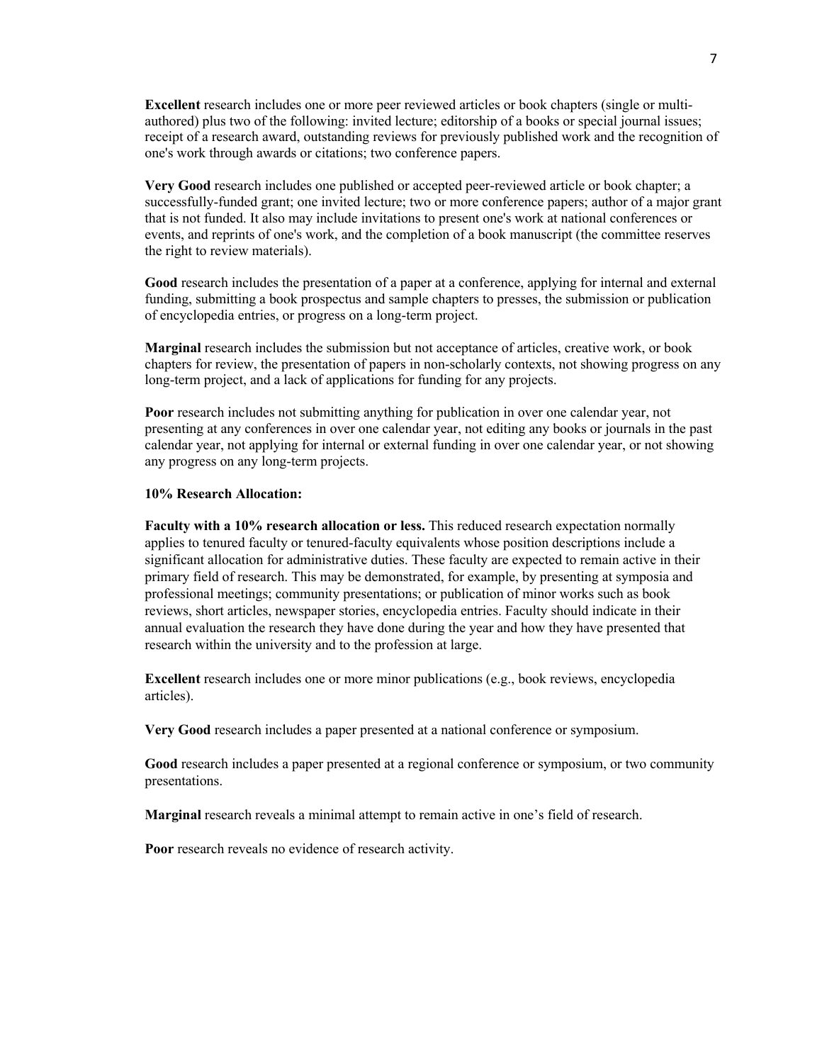**Excellent** research includes one or more peer reviewed articles or book chapters (single or multi-authored) plus two of the following: invited lecture; editorship of a books or special journal issues; receipt of a research award, outstanding reviews for previously published work and the recognition of one's work through awards or citations; two conference papers.

**Very Good** research includes one published or accepted peer-reviewed article or book chapter; a successfully-funded grant; one invited lecture; two or more conference papers; author of a major grant that is not funded. It also may include invitations to present one's work at national conferences or events, and reprints of one's work, and the completion of a book manuscript (the committee reserves the right to review materials).

**Good** research includes the presentation of a paper at a conference, applying for internal and external funding, submitting a book prospectus and sample chapters to presses, the submission or publication of encyclopedia entries, or progress on a long-term project.

**Marginal** research includes the submission but not acceptance of articles, creative work, or book chapters for review, the presentation of papers in non-scholarly contexts, not showing progress on any long-term project, and a lack of applications for funding for any projects.

**Poor** research includes not submitting anything for publication in over one calendar year, not presenting at any conferences in over one calendar year, not editing any books or journals in the past calendar year, not applying for internal or external funding in over one calendar year, or not showing any progress on any long-term projects.

**10% Research Allocation:**

**Faculty with a 10% research allocation or less.** This reduced research expectation normally applies to tenured faculty or tenured-faculty equivalents whose position descriptions include a significant allocation for administrative duties. These faculty are expected to remain active in their primary field of research. This may be demonstrated, for example, by presenting at symposia and professional meetings; community presentations; or publication of minor works such as book reviews, short articles, newspaper stories, encyclopedia entries. Faculty should indicate in their annual evaluation the research they have done during the year and how they have presented that research within the university and to the profession at large.

**Excellent** research includes one or more minor publications (e.g., book reviews, encyclopedia articles).

**Very Good** research includes a paper presented at a national conference or symposium.

**Good** research includes a paper presented at a regional conference or symposium, or two community presentations.

**Marginal** research reveals a minimal attempt to remain active in one's field of research.

**Poor** research reveals no evidence of research activity.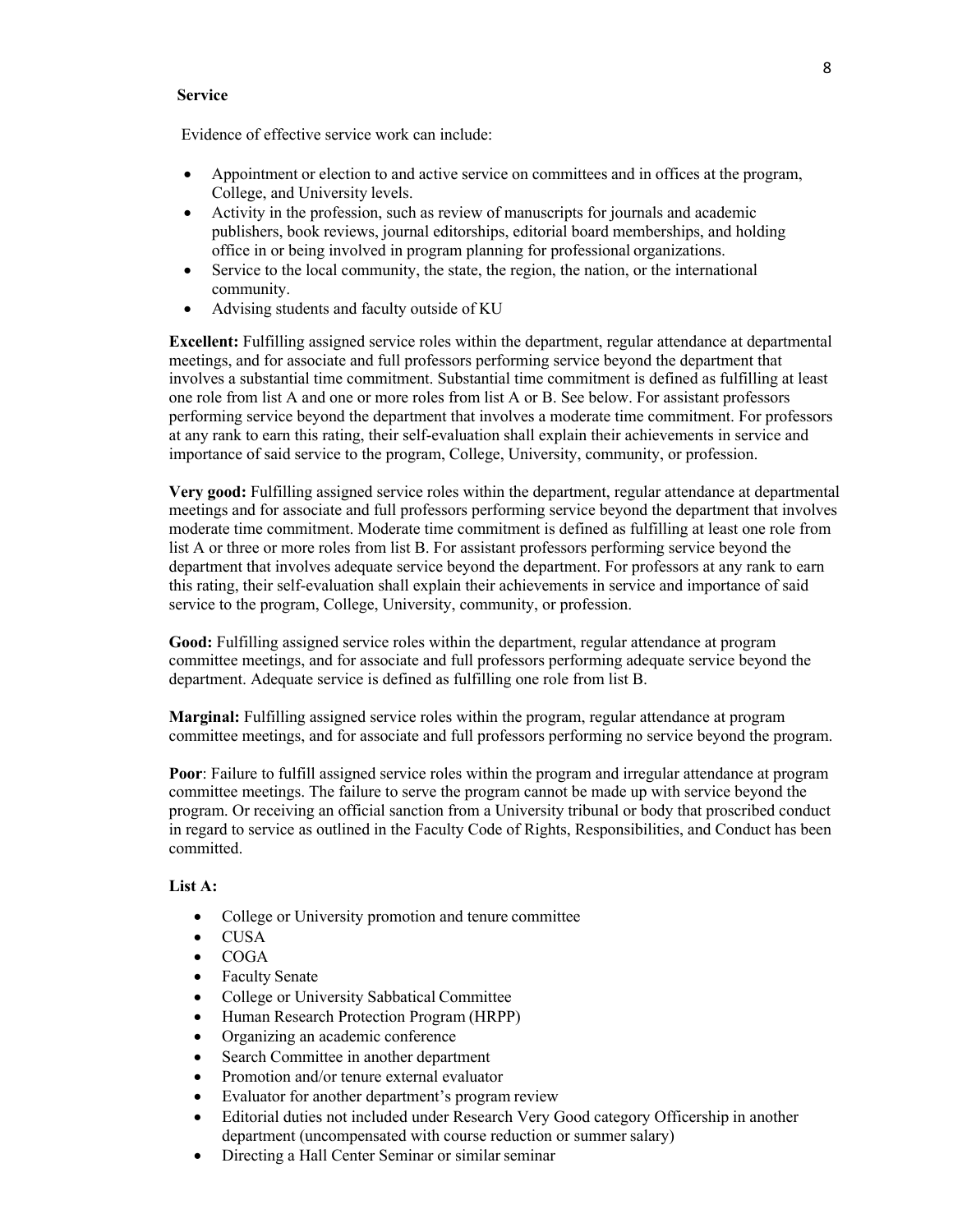**Service**

Evidence of effective service work can include:

- Appointment or election to and active service on committees and in offices at the program, College, and University levels.
- Activity in the profession, such as review of manuscripts for journals and academic publishers, book reviews, journal editorships, editorial board memberships, and holding office in or being involved in program planning for professional organizations.
- Service to the local community, the state, the region, the nation, or the international community.
- Advising students and faculty outside of KU

**Excellent:** Fulfilling assigned service roles within the department, regular attendance at departmental meetings, and for associate and full professors performing service beyond the department that involves a substantial time commitment. Substantial time commitment is defined as fulfilling at least one role from list A and one or more roles from list A or B. See below. For assistant professors performing service beyond the department that involves a moderate time commitment. For professors at any rank to earn this rating, their self-evaluation shall explain their achievements in service and importance of said service to the program, College, University, community, or profession.

**Very good:** Fulfilling assigned service roles within the department, regular attendance at departmental meetings and for associate and full professors performing service beyond the department that involves moderate time commitment. Moderate time commitment is defined as fulfilling at least one role from list A or three or more roles from list B. For assistant professors performing service beyond the department that involves adequate service beyond the department. For professors at any rank to earn this rating, their self-evaluation shall explain their achievements in service and importance of said service to the program, College, University, community, or profession.

**Good:** Fulfilling assigned service roles within the department, regular attendance at program committee meetings, and for associate and full professors performing adequate service beyond the department. Adequate service is defined as fulfilling one role from list B.

**Marginal:** Fulfilling assigned service roles within the program, regular attendance at program committee meetings, and for associate and full professors performing no service beyond the program.

**Poor**: Failure to fulfill assigned service roles within the program and irregular attendance at program committee meetings. The failure to serve the program cannot be made up with service beyond the program. Or receiving an official sanction from a University tribunal or body that proscribed conduct in regard to service as outlined in the Faculty Code of Rights, Responsibilities, and Conduct has been committed.

**List A:**

- College or University promotion and tenure committee
- CUSA
- COGA
- Faculty Senate
- College or University Sabbatical Committee
- Human Research Protection Program (HRPP)
- Organizing an academic conference
- Search Committee in another department
- Promotion and/or tenure external evaluator
- Evaluator for another department's program review
- Editorial duties not included under Research Very Good category Officership in another department (uncompensated with course reduction or summer salary)
- Directing a Hall Center Seminar or similar seminar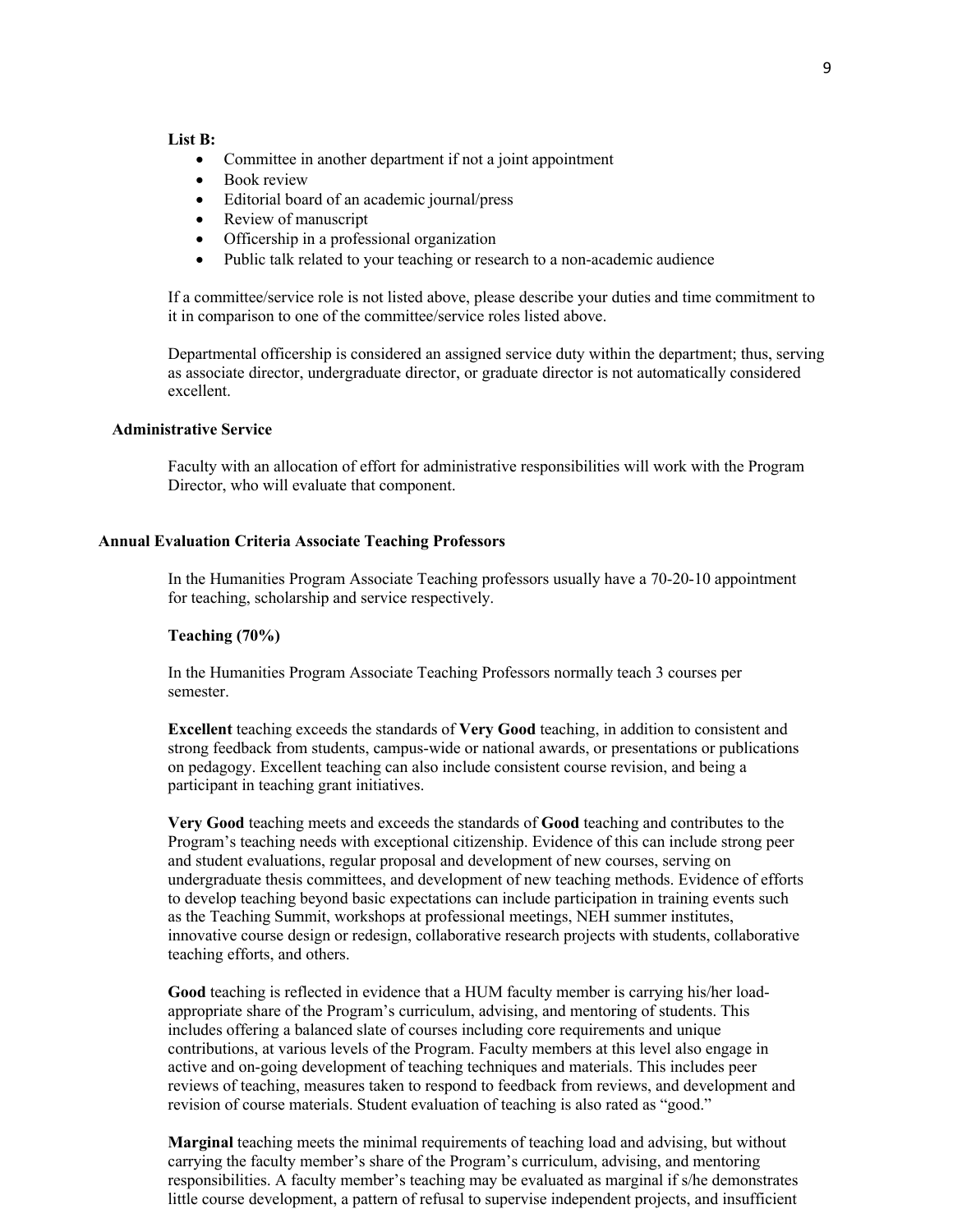**List B:**

- Committee in another department if not a joint appointment
- Book review
- Editorial board of an academic journal/press
- Review of manuscript
- Officership in a professional organization
- Public talk related to your teaching or research to a non-academic audience

If a committee/service role is not listed above, please describe your duties and time commitment to it in comparison to one of the committee/service roles listed above.

Departmental officership is considered an assigned service duty within the department; thus, serving as associate director, undergraduate director, or graduate director is not automatically considered excellent.

### Administrative Service

Faculty with an allocation of effort for administrative responsibilities will work with the Program Director, who will evaluate that component.

## Annual Evaluation Criteria Associate Teaching Professors

In the Humanities Program Associate Teaching professors usually have a 70-20-10 appointment for teaching, scholarship and service respectively.

### Teaching (70%)

In the Humanities Program Associate Teaching Professors normally teach 3 courses per semester.

**Excellent** teaching exceeds the standards of **Very Good** teaching, in addition to consistent and strong feedback from students, campus-wide or national awards, or presentations or publications on pedagogy. Excellent teaching can also include consistent course revision, and being a participant in teaching grant initiatives.

**Very Good** teaching meets and exceeds the standards of **Good** teaching and contributes to the Program's teaching needs with exceptional citizenship. Evidence of this can include strong peer and student evaluations, regular proposal and development of new courses, serving on undergraduate thesis committees, and development of new teaching methods. Evidence of efforts to develop teaching beyond basic expectations can include participation in training events such as the Teaching Summit, workshops at professional meetings, NEH summer institutes, innovative course design or redesign, collaborative research projects with students, collaborative teaching efforts, and others.

**Good** teaching is reflected in evidence that a HUM faculty member is carrying his/her load-appropriate share of the Program's curriculum, advising, and mentoring of students. This includes offering a balanced slate of courses including core requirements and unique contributions, at various levels of the Program. Faculty members at this level also engage in active and on-going development of teaching techniques and materials. This includes peer reviews of teaching, measures taken to respond to feedback from reviews, and development and revision of course materials. Student evaluation of teaching is also rated as "good."

**Marginal** teaching meets the minimal requirements of teaching load and advising, but without carrying the faculty member's share of the Program's curriculum, advising, and mentoring responsibilities. A faculty member's teaching may be evaluated as marginal if s/he demonstrates little course development, a pattern of refusal to supervise independent projects, and insufficient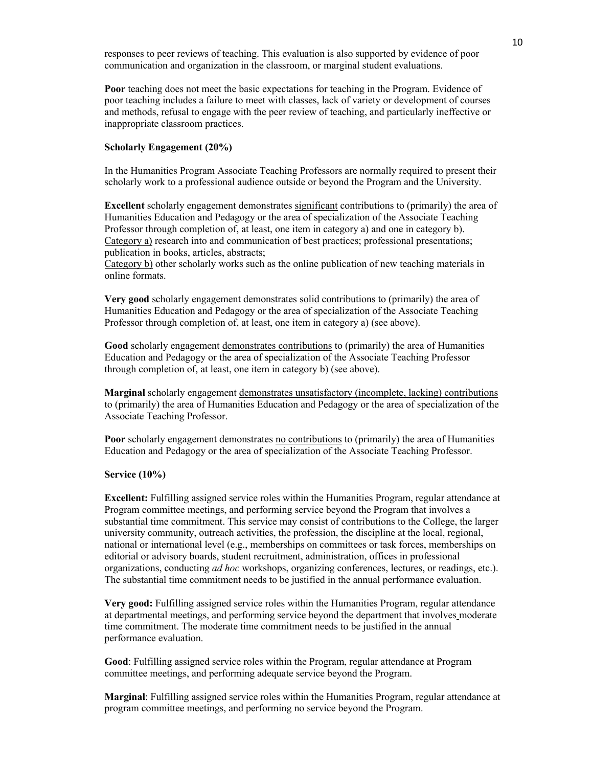responses to peer reviews of teaching. This evaluation is also supported by evidence of poor communication and organization in the classroom, or marginal student evaluations.

**Poor** teaching does not meet the basic expectations for teaching in the Program. Evidence of poor teaching includes a failure to meet with classes, lack of variety or development of courses and methods, refusal to engage with the peer review of teaching, and particularly ineffective or inappropriate classroom practices.

**Scholarly Engagement (20%)**

In the Humanities Program Associate Teaching Professors are normally required to present their scholarly work to a professional audience outside or beyond the Program and the University.

**Excellent** scholarly engagement demonstrates significant contributions to (primarily) the area of Humanities Education and Pedagogy or the area of specialization of the Associate Teaching Professor through completion of, at least, one item in category a) and one in category b).
Category a) research into and communication of best practices; professional presentations; publication in books, articles, abstracts;
Category b) other scholarly works such as the online publication of new teaching materials in online formats.

**Very good** scholarly engagement demonstrates solid contributions to (primarily) the area of Humanities Education and Pedagogy or the area of specialization of the Associate Teaching Professor through completion of, at least, one item in category a) (see above).

**Good** scholarly engagement demonstrates contributions to (primarily) the area of Humanities Education and Pedagogy or the area of specialization of the Associate Teaching Professor through completion of, at least, one item in category b) (see above).

**Marginal** scholarly engagement demonstrates unsatisfactory (incomplete, lacking) contributions to (primarily) the area of Humanities Education and Pedagogy or the area of specialization of the Associate Teaching Professor.

**Poor** scholarly engagement demonstrates no contributions to (primarily) the area of Humanities Education and Pedagogy or the area of specialization of the Associate Teaching Professor.

**Service (10%)**

**Excellent:** Fulfilling assigned service roles within the Humanities Program, regular attendance at Program committee meetings, and performing service beyond the Program that involves a substantial time commitment. This service may consist of contributions to the College, the larger university community, outreach activities, the profession, the discipline at the local, regional, national or international level (e.g., memberships on committees or task forces, memberships on editorial or advisory boards, student recruitment, administration, offices in professional organizations, conducting *ad hoc* workshops, organizing conferences, lectures, or readings, etc.). The substantial time commitment needs to be justified in the annual performance evaluation.

**Very good:** Fulfilling assigned service roles within the Humanities Program, regular attendance at departmental meetings, and performing service beyond the department that involves moderate time commitment. The moderate time commitment needs to be justified in the annual performance evaluation.

**Good**: Fulfilling assigned service roles within the Program, regular attendance at Program committee meetings, and performing adequate service beyond the Program.

**Marginal**: Fulfilling assigned service roles within the Humanities Program, regular attendance at program committee meetings, and performing no service beyond the Program.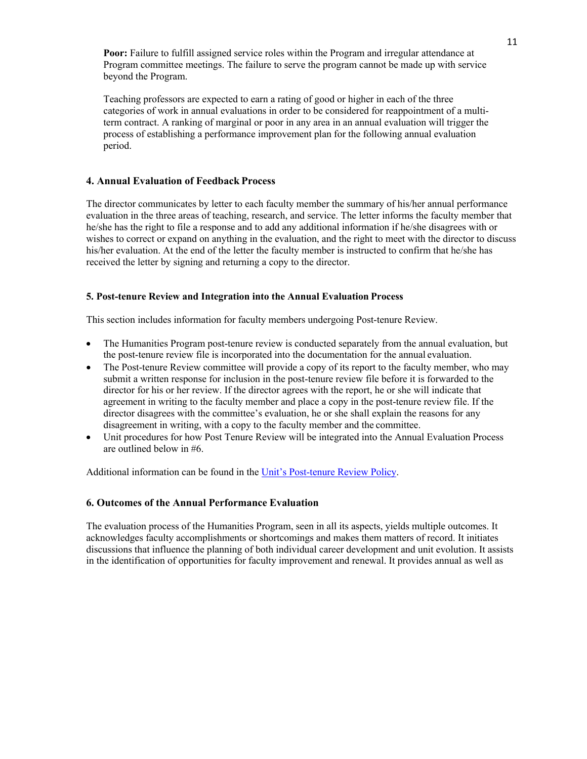**Poor:** Failure to fulfill assigned service roles within the Program and irregular attendance at Program committee meetings. The failure to serve the program cannot be made up with service beyond the Program.

Teaching professors are expected to earn a rating of good or higher in each of the three categories of work in annual evaluations in order to be considered for reappointment of a multi-term contract. A ranking of marginal or poor in any area in an annual evaluation will trigger the process of establishing a performance improvement plan for the following annual evaluation period.

### 4. Annual Evaluation of Feedback Process

The director communicates by letter to each faculty member the summary of his/her annual performance evaluation in the three areas of teaching, research, and service. The letter informs the faculty member that he/she has the right to file a response and to add any additional information if he/she disagrees with or wishes to correct or expand on anything in the evaluation, and the right to meet with the director to discuss his/her evaluation. At the end of the letter the faculty member is instructed to confirm that he/she has received the letter by signing and returning a copy to the director.

### 5. Post-tenure Review and Integration into the Annual Evaluation Process

This section includes information for faculty members undergoing Post-tenure Review.

- The Humanities Program post-tenure review is conducted separately from the annual evaluation, but the post-tenure review file is incorporated into the documentation for the annual evaluation.
- The Post-tenure Review committee will provide a copy of its report to the faculty member, who may submit a written response for inclusion in the post-tenure review file before it is forwarded to the director for his or her review. If the director agrees with the report, he or she will indicate that agreement in writing to the faculty member and place a copy in the post-tenure review file. If the director disagrees with the committee's evaluation, he or she shall explain the reasons for any disagreement in writing, with a copy to the faculty member and the committee.
- Unit procedures for how Post Tenure Review will be integrated into the Annual Evaluation Process are outlined below in #6.

Additional information can be found in the Unit's Post-tenure Review Policy.

### 6. Outcomes of the Annual Performance Evaluation

The evaluation process of the Humanities Program, seen in all its aspects, yields multiple outcomes. It acknowledges faculty accomplishments or shortcomings and makes them matters of record. It initiates discussions that influence the planning of both individual career development and unit evolution. It assists in the identification of opportunities for faculty improvement and renewal. It provides annual as well as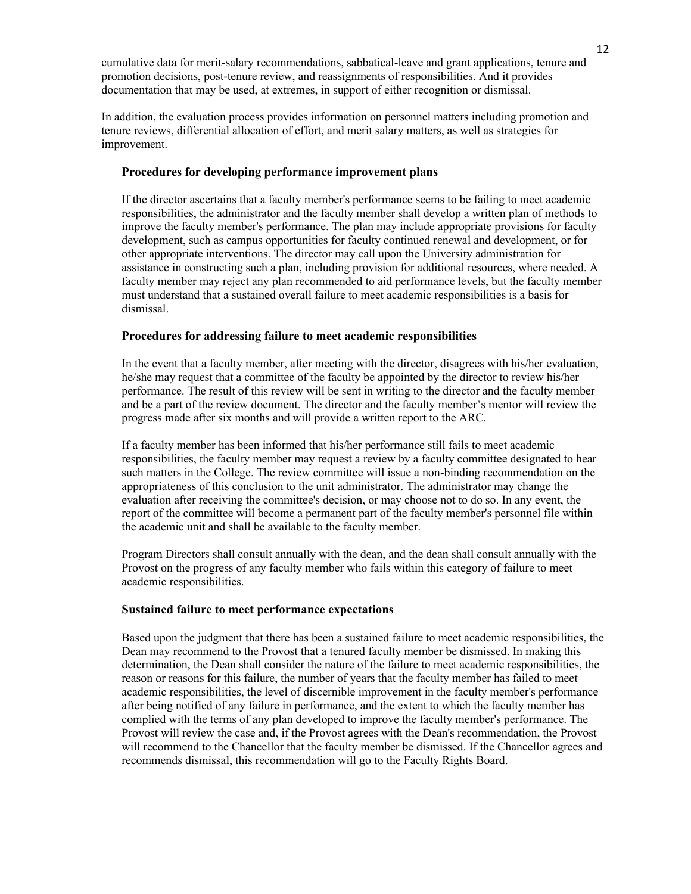cumulative data for merit-salary recommendations, sabbatical-leave and grant applications, tenure and promotion decisions, post-tenure review, and reassignments of responsibilities. And it provides documentation that may be used, at extremes, in support of either recognition or dismissal.

In addition, the evaluation process provides information on personnel matters including promotion and tenure reviews, differential allocation of effort, and merit salary matters, as well as strategies for improvement.

### Procedures for developing performance improvement plans

If the director ascertains that a faculty member's performance seems to be failing to meet academic responsibilities, the administrator and the faculty member shall develop a written plan of methods to improve the faculty member's performance. The plan may include appropriate provisions for faculty development, such as campus opportunities for faculty continued renewal and development, or for other appropriate interventions. The director may call upon the University administration for assistance in constructing such a plan, including provision for additional resources, where needed. A faculty member may reject any plan recommended to aid performance levels, but the faculty member must understand that a sustained overall failure to meet academic responsibilities is a basis for dismissal.

### Procedures for addressing failure to meet academic responsibilities

In the event that a faculty member, after meeting with the director, disagrees with his/her evaluation, he/she may request that a committee of the faculty be appointed by the director to review his/her performance. The result of this review will be sent in writing to the director and the faculty member and be a part of the review document. The director and the faculty member's mentor will review the progress made after six months and will provide a written report to the ARC.

If a faculty member has been informed that his/her performance still fails to meet academic responsibilities, the faculty member may request a review by a faculty committee designated to hear such matters in the College. The review committee will issue a non-binding recommendation on the appropriateness of this conclusion to the unit administrator. The administrator may change the evaluation after receiving the committee's decision, or may choose not to do so. In any event, the report of the committee will become a permanent part of the faculty member's personnel file within the academic unit and shall be available to the faculty member.

Program Directors shall consult annually with the dean, and the dean shall consult annually with the Provost on the progress of any faculty member who fails within this category of failure to meet academic responsibilities.

### Sustained failure to meet performance expectations

Based upon the judgment that there has been a sustained failure to meet academic responsibilities, the Dean may recommend to the Provost that a tenured faculty member be dismissed. In making this determination, the Dean shall consider the nature of the failure to meet academic responsibilities, the reason or reasons for this failure, the number of years that the faculty member has failed to meet academic responsibilities, the level of discernible improvement in the faculty member's performance after being notified of any failure in performance, and the extent to which the faculty member has complied with the terms of any plan developed to improve the faculty member's performance. The Provost will review the case and, if the Provost agrees with the Dean's recommendation, the Provost will recommend to the Chancellor that the faculty member be dismissed. If the Chancellor agrees and recommends dismissal, this recommendation will go to the Faculty Rights Board.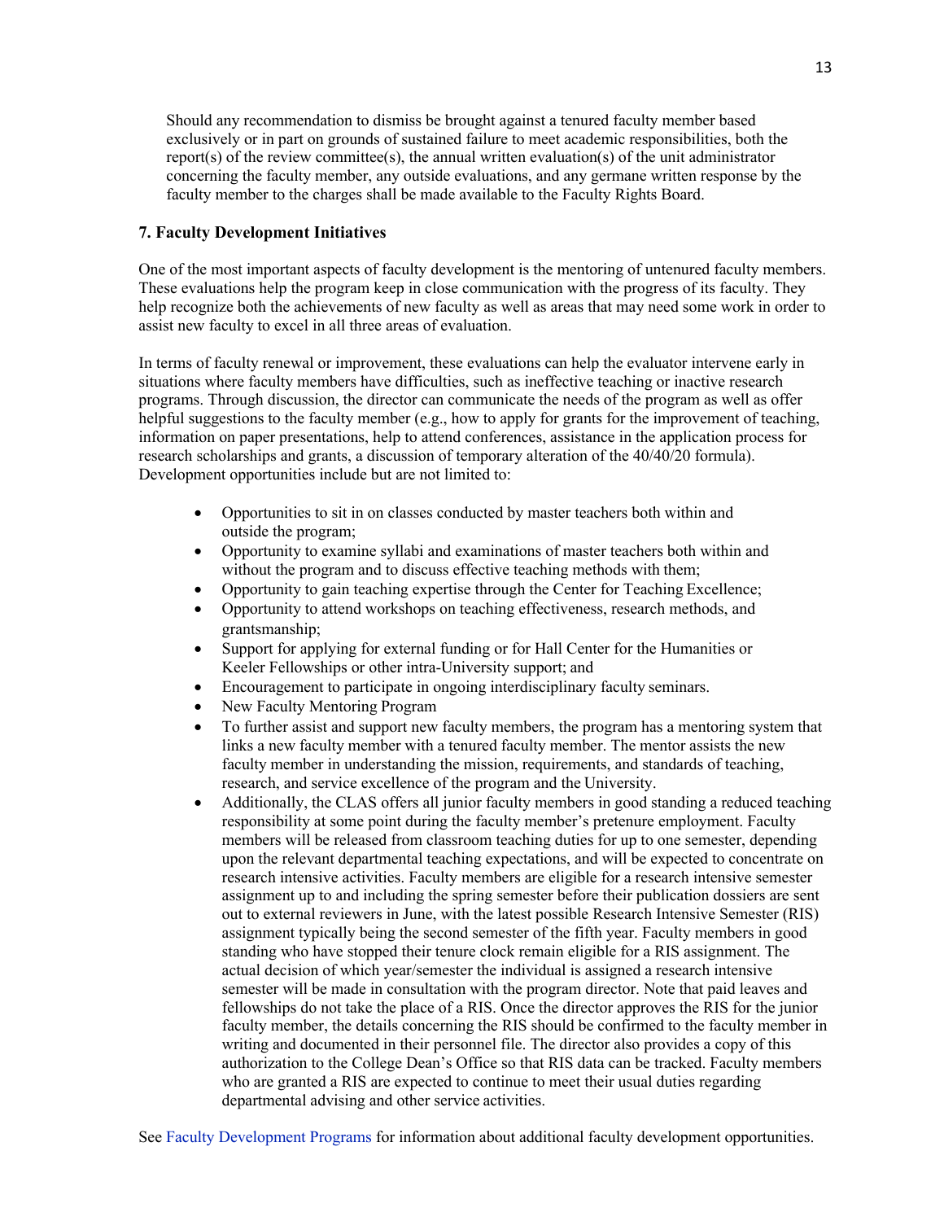Should any recommendation to dismiss be brought against a tenured faculty member based exclusively or in part on grounds of sustained failure to meet academic responsibilities, both the report(s) of the review committee(s), the annual written evaluation(s) of the unit administrator concerning the faculty member, any outside evaluations, and any germane written response by the faculty member to the charges shall be made available to the Faculty Rights Board.

### 7. Faculty Development Initiatives

One of the most important aspects of faculty development is the mentoring of untenured faculty members. These evaluations help the program keep in close communication with the progress of its faculty. They help recognize both the achievements of new faculty as well as areas that may need some work in order to assist new faculty to excel in all three areas of evaluation.

In terms of faculty renewal or improvement, these evaluations can help the evaluator intervene early in situations where faculty members have difficulties, such as ineffective teaching or inactive research programs. Through discussion, the director can communicate the needs of the program as well as offer helpful suggestions to the faculty member (e.g., how to apply for grants for the improvement of teaching, information on paper presentations, help to attend conferences, assistance in the application process for research scholarships and grants, a discussion of temporary alteration of the 40/40/20 formula). Development opportunities include but are not limited to:

- Opportunities to sit in on classes conducted by master teachers both within and outside the program;
- Opportunity to examine syllabi and examinations of master teachers both within and without the program and to discuss effective teaching methods with them;
- Opportunity to gain teaching expertise through the Center for Teaching Excellence;
- Opportunity to attend workshops on teaching effectiveness, research methods, and grantsmanship;
- Support for applying for external funding or for Hall Center for the Humanities or Keeler Fellowships or other intra-University support; and
- Encouragement to participate in ongoing interdisciplinary faculty seminars.
- New Faculty Mentoring Program
- To further assist and support new faculty members, the program has a mentoring system that links a new faculty member with a tenured faculty member. The mentor assists the new faculty member in understanding the mission, requirements, and standards of teaching, research, and service excellence of the program and the University.
- Additionally, the CLAS offers all junior faculty members in good standing a reduced teaching responsibility at some point during the faculty member's pretenure employment. Faculty members will be released from classroom teaching duties for up to one semester, depending upon the relevant departmental teaching expectations, and will be expected to concentrate on research intensive activities. Faculty members are eligible for a research intensive semester assignment up to and including the spring semester before their publication dossiers are sent out to external reviewers in June, with the latest possible Research Intensive Semester (RIS) assignment typically being the second semester of the fifth year. Faculty members in good standing who have stopped their tenure clock remain eligible for a RIS assignment. The actual decision of which year/semester the individual is assigned a research intensive semester will be made in consultation with the program director. Note that paid leaves and fellowships do not take the place of a RIS. Once the director approves the RIS for the junior faculty member, the details concerning the RIS should be confirmed to the faculty member in writing and documented in their personnel file. The director also provides a copy of this authorization to the College Dean's Office so that RIS data can be tracked. Faculty members who are granted a RIS are expected to continue to meet their usual duties regarding departmental advising and other service activities.

See Faculty Development Programs for information about additional faculty development opportunities.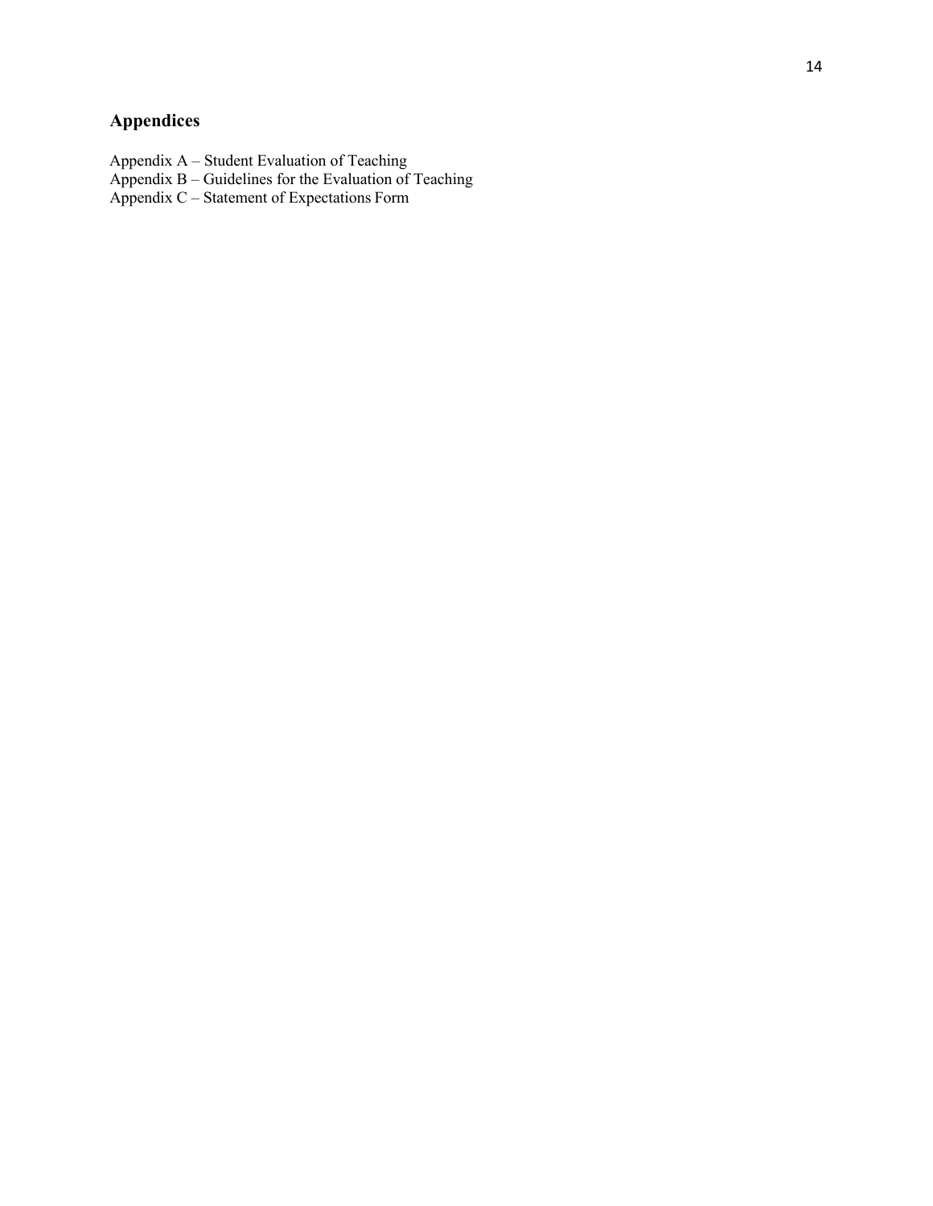## Appendices

Appendix A – Student Evaluation of Teaching
Appendix B – Guidelines for the Evaluation of Teaching
Appendix C – Statement of Expectations Form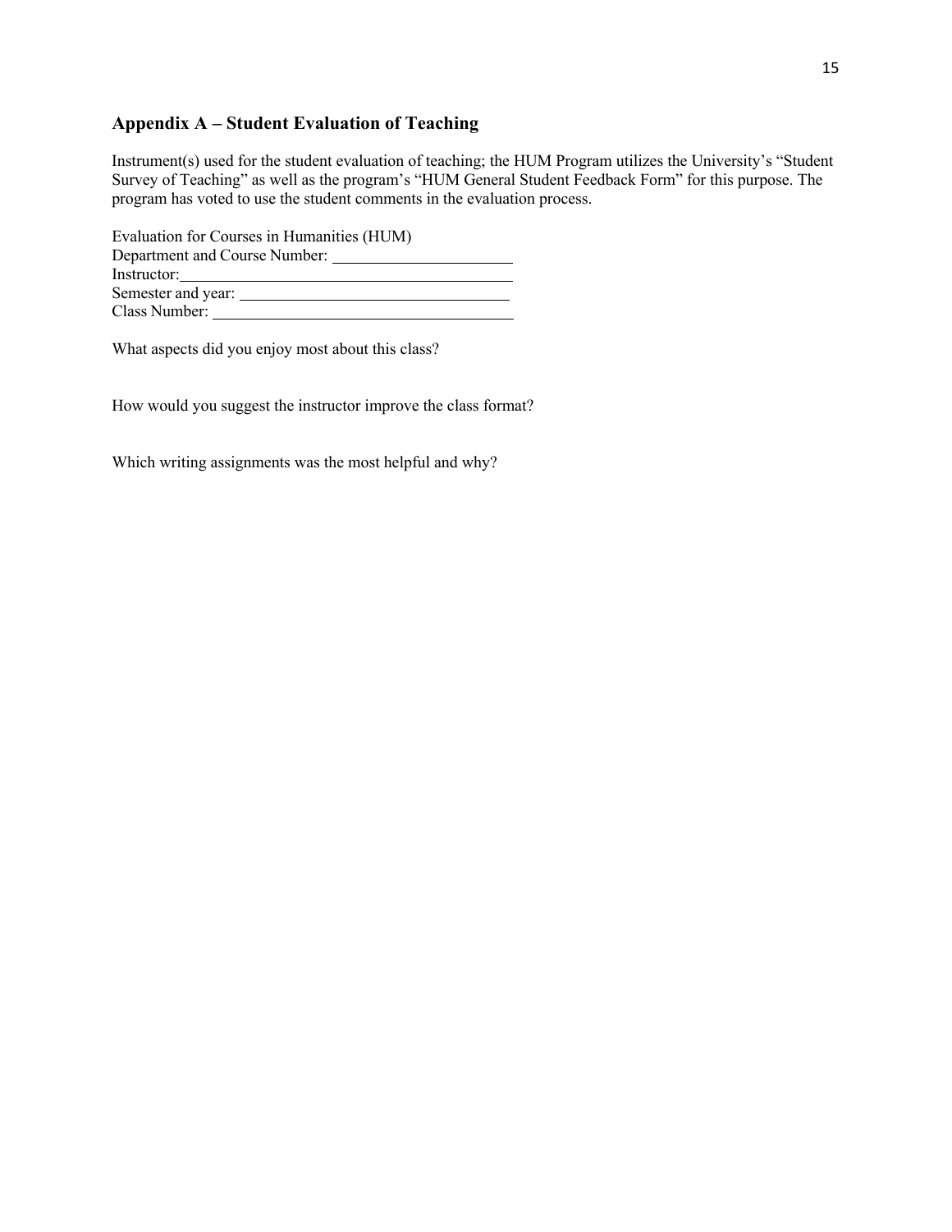## Appendix A – Student Evaluation of Teaching

Instrument(s) used for the student evaluation of teaching; the HUM Program utilizes the University's "Student Survey of Teaching" as well as the program's "HUM General Student Feedback Form" for this purpose. The program has voted to use the student comments in the evaluation process.

Evaluation for Courses in Humanities (HUM)
Department and Course Number: ______________________
Instructor: ______________________________________
Semester and year: _________________________________
Class Number: _____________________________________

What aspects did you enjoy most about this class?

How would you suggest the instructor improve the class format?

Which writing assignments was the most helpful and why?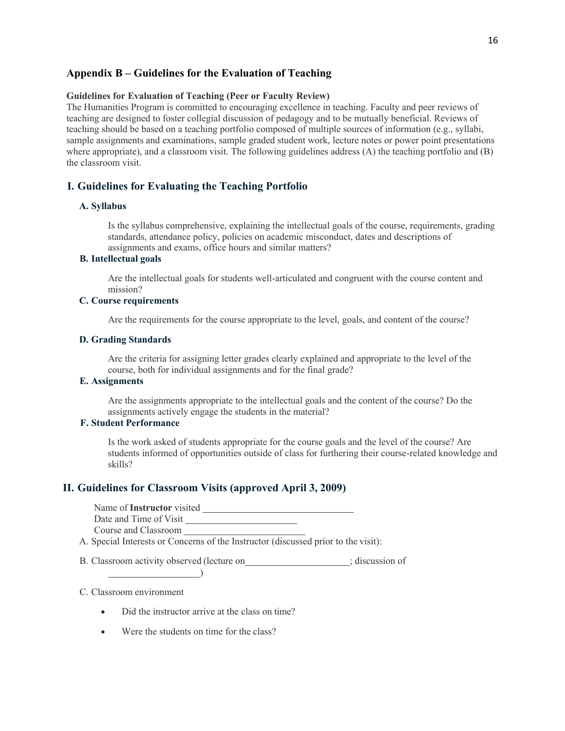## Appendix B – Guidelines for the Evaluation of Teaching

**Guidelines for Evaluation of Teaching (Peer or Faculty Review)**

The Humanities Program is committed to encouraging excellence in teaching. Faculty and peer reviews of teaching are designed to foster collegial discussion of pedagogy and to be mutually beneficial. Reviews of teaching should be based on a teaching portfolio composed of multiple sources of information (e.g., syllabi, sample assignments and examinations, sample graded student work, lecture notes or power point presentations where appropriate), and a classroom visit. The following guidelines address (A) the teaching portfolio and (B) the classroom visit.

### I. Guidelines for Evaluating the Teaching Portfolio

#### A. Syllabus

Is the syllabus comprehensive, explaining the intellectual goals of the course, requirements, grading standards, attendance policy, policies on academic misconduct, dates and descriptions of assignments and exams, office hours and similar matters?

#### B. Intellectual goals

Are the intellectual goals for students well-articulated and congruent with the course content and mission?

#### C. Course requirements

Are the requirements for the course appropriate to the level, goals, and content of the course?

#### D. Grading Standards

Are the criteria for assigning letter grades clearly explained and appropriate to the level of the course, both for individual assignments and for the final grade?

#### E. Assignments

Are the assignments appropriate to the intellectual goals and the content of the course? Do the assignments actively engage the students in the material?

#### F. Student Performance

Is the work asked of students appropriate for the course goals and the level of the course? Are students informed of opportunities outside of class for furthering their course-related knowledge and skills?

### II. Guidelines for Classroom Visits (approved April 3, 2009)

Name of **Instructor** visited ______________________________

Date and Time of Visit ______________________

Course and Classroom ________________________

A. Special Interests or Concerns of the Instructor (discussed prior to the visit):

B. Classroom activity observed (lecture on_____________________; discussion of ___________________)

C. Classroom environment

- Did the instructor arrive at the class on time?
- Were the students on time for the class?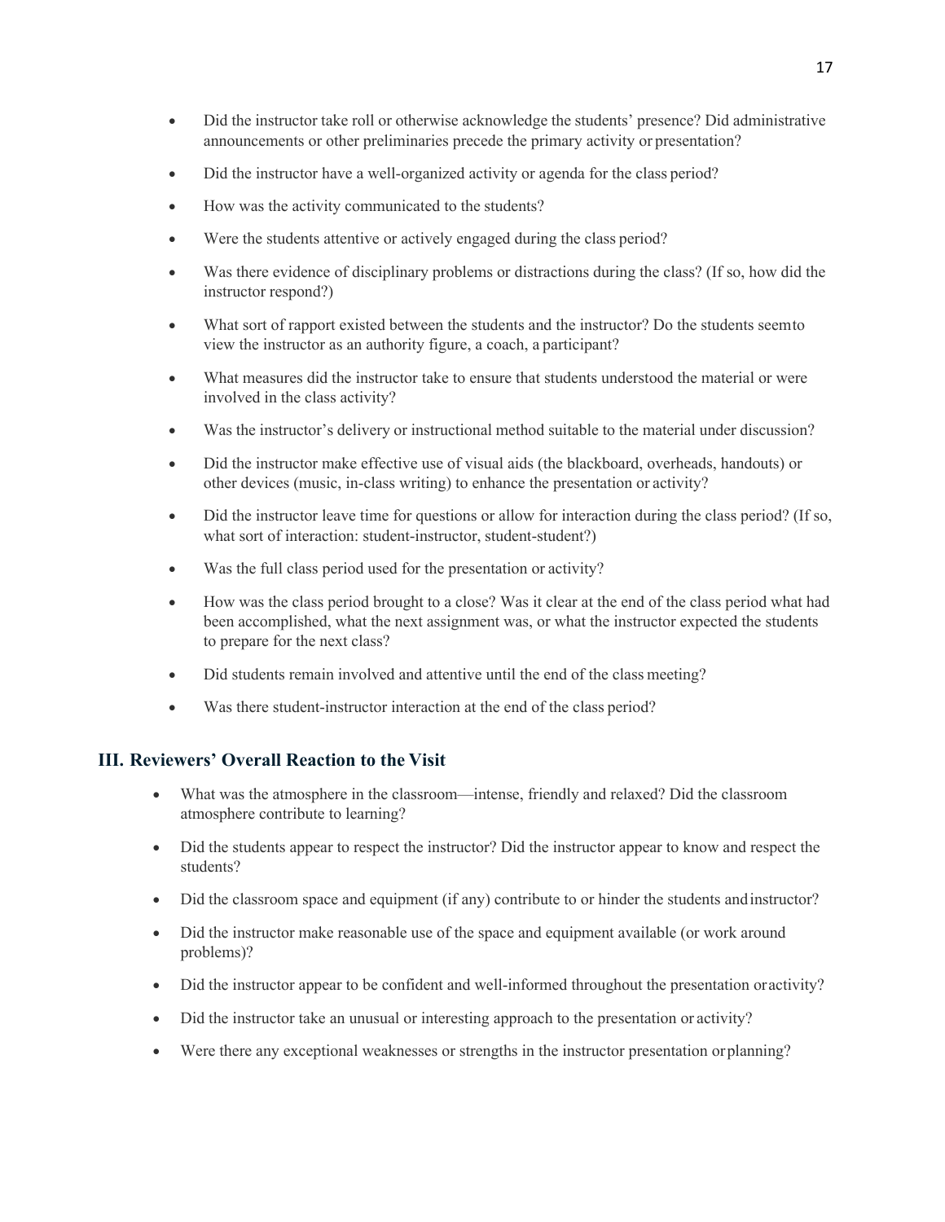- Did the instructor take roll or otherwise acknowledge the students' presence? Did administrative announcements or other preliminaries precede the primary activity or presentation?
- Did the instructor have a well-organized activity or agenda for the class period?
- How was the activity communicated to the students?
- Were the students attentive or actively engaged during the class period?
- Was there evidence of disciplinary problems or distractions during the class? (If so, how did the instructor respond?)
- What sort of rapport existed between the students and the instructor? Do the students seem to view the instructor as an authority figure, a coach, a participant?
- What measures did the instructor take to ensure that students understood the material or were involved in the class activity?
- Was the instructor's delivery or instructional method suitable to the material under discussion?
- Did the instructor make effective use of visual aids (the blackboard, overheads, handouts) or other devices (music, in-class writing) to enhance the presentation or activity?
- Did the instructor leave time for questions or allow for interaction during the class period? (If so, what sort of interaction: student-instructor, student-student?)
- Was the full class period used for the presentation or activity?
- How was the class period brought to a close? Was it clear at the end of the class period what had been accomplished, what the next assignment was, or what the instructor expected the students to prepare for the next class?
- Did students remain involved and attentive until the end of the class meeting?
- Was there student-instructor interaction at the end of the class period?

## III. Reviewers' Overall Reaction to the Visit

- What was the atmosphere in the classroom—intense, friendly and relaxed? Did the classroom atmosphere contribute to learning?
- Did the students appear to respect the instructor? Did the instructor appear to know and respect the students?
- Did the classroom space and equipment (if any) contribute to or hinder the students and instructor?
- Did the instructor make reasonable use of the space and equipment available (or work around problems)?
- Did the instructor appear to be confident and well-informed throughout the presentation or activity?
- Did the instructor take an unusual or interesting approach to the presentation or activity?
- Were there any exceptional weaknesses or strengths in the instructor presentation or planning?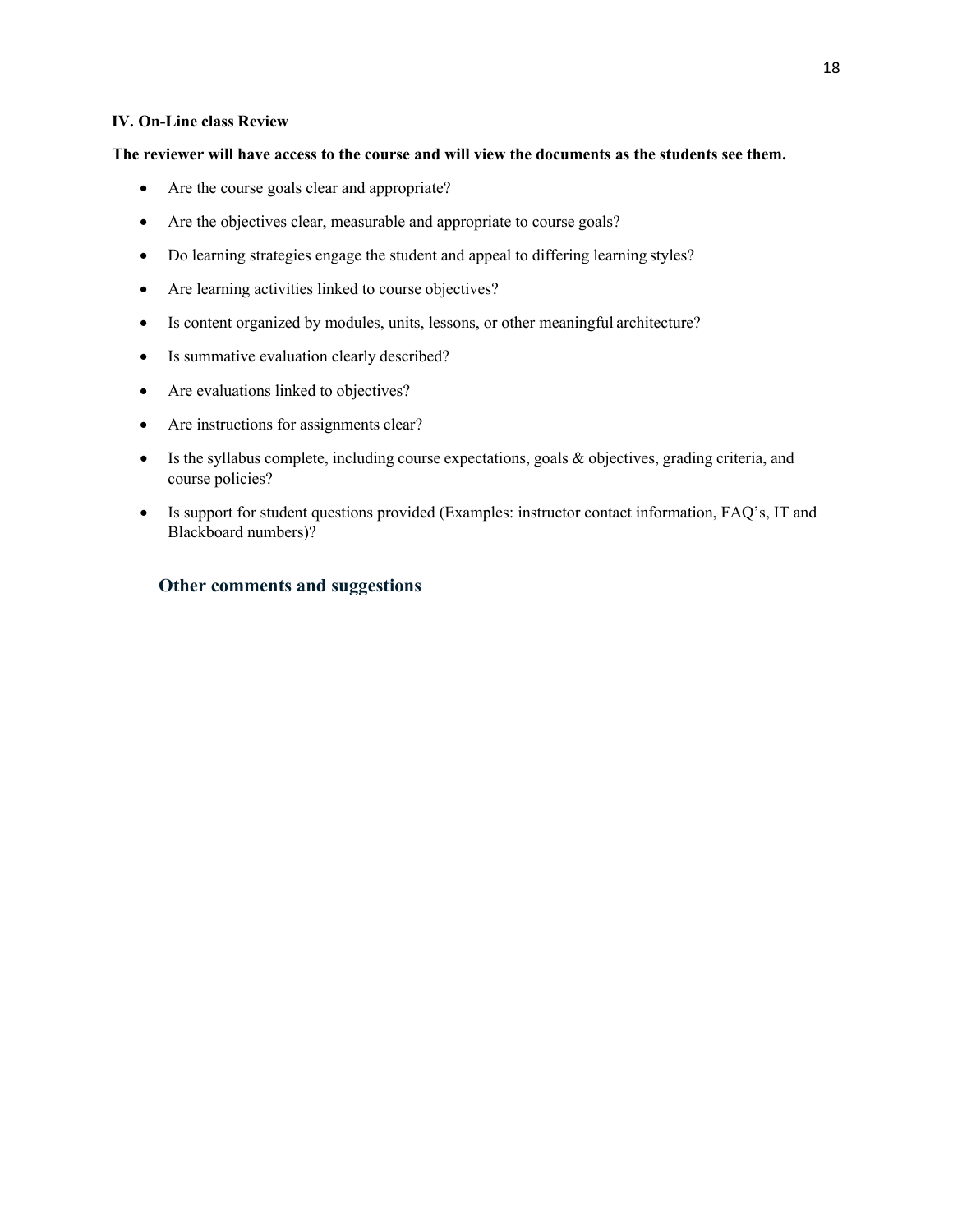**IV. On-Line class Review**

**The reviewer will have access to the course and will view the documents as the students see them.**

- Are the course goals clear and appropriate?
- Are the objectives clear, measurable and appropriate to course goals?
- Do learning strategies engage the student and appeal to differing learning styles?
- Are learning activities linked to course objectives?
- Is content organized by modules, units, lessons, or other meaningful architecture?
- Is summative evaluation clearly described?
- Are evaluations linked to objectives?
- Are instructions for assignments clear?
- Is the syllabus complete, including course expectations, goals & objectives, grading criteria, and course policies?
- Is support for student questions provided (Examples: instructor contact information, FAQ's, IT and Blackboard numbers)?

## Other comments and suggestions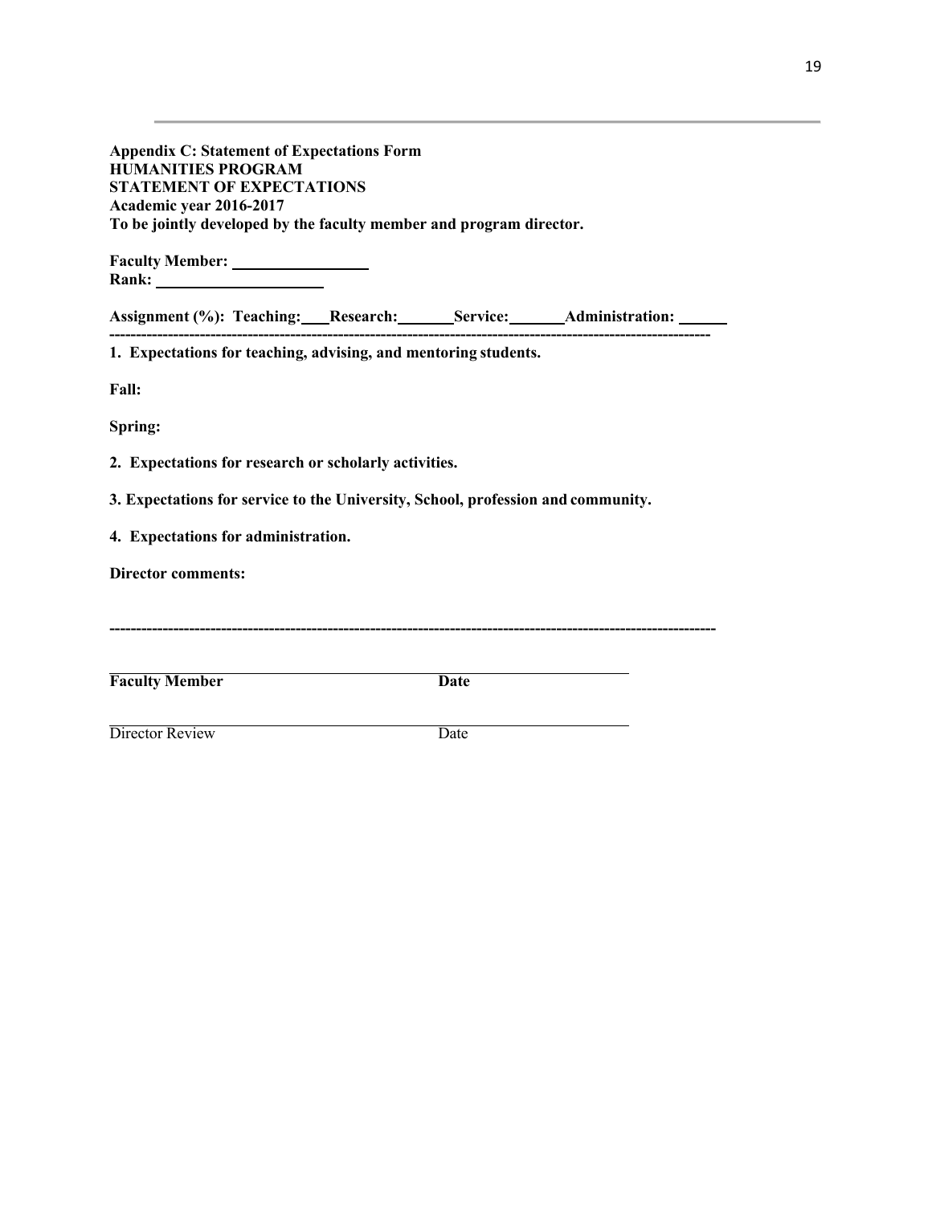**Appendix C: Statement of Expectations Form**
**HUMANITIES PROGRAM**
**STATEMENT OF EXPECTATIONS**
**Academic year 2016-2017**
**To be jointly developed by the faculty member and program director.**

**Faculty Member:** ________________
**Rank:** ____________________

**Assignment (%): Teaching:** ___ **Research:** _______ **Service:** _______ **Administration:** ______

---

**1. Expectations for teaching, advising, and mentoring students.**

**Fall:**

**Spring:**

**2. Expectations for research or scholarly activities.**

**3. Expectations for service to the University, School, profession and community.**

**4. Expectations for administration.**

**Director comments:**

---

**Faculty Member** **Date**

Director Review Date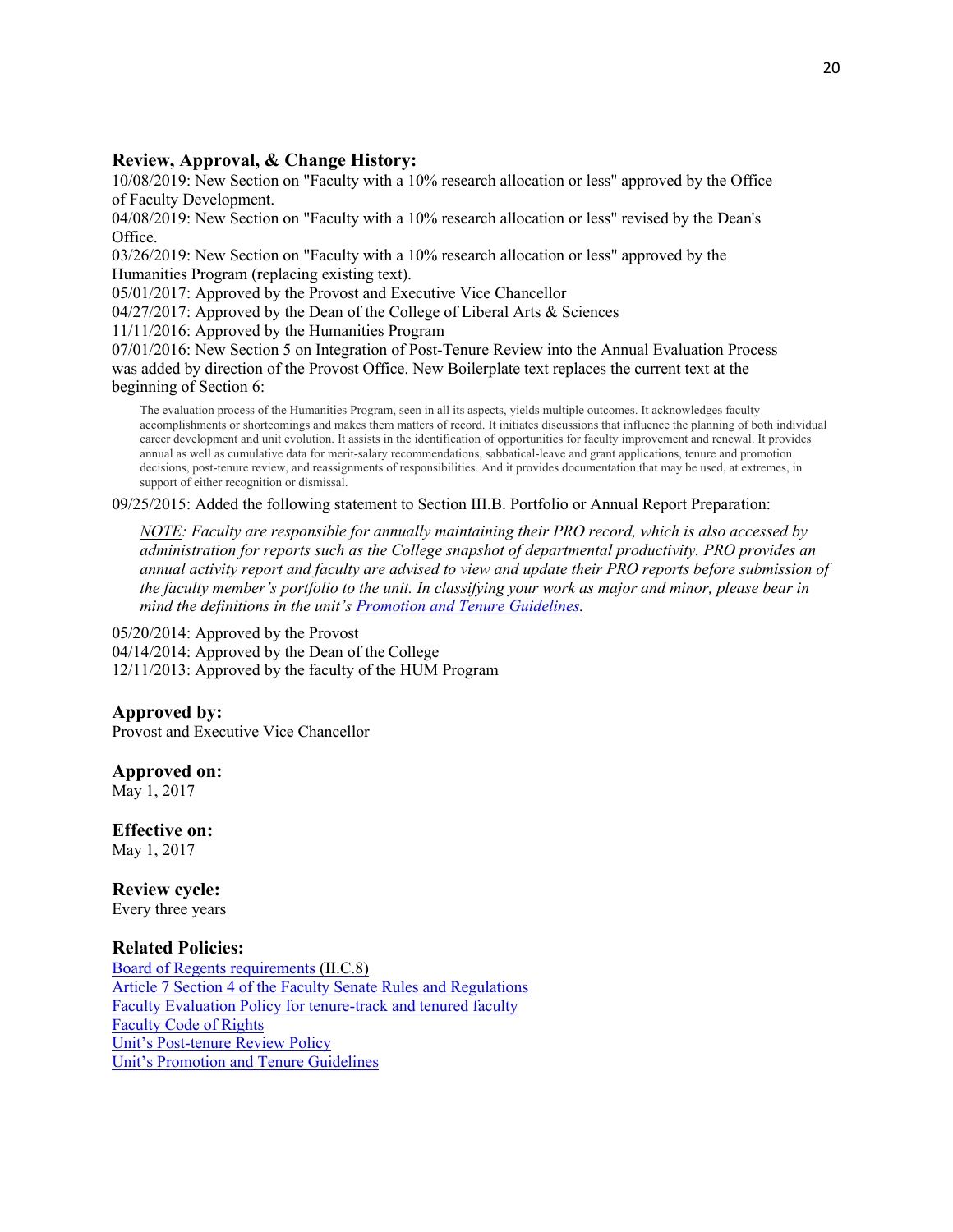### Review, Approval, & Change History:

10/08/2019: New Section on "Faculty with a 10% research allocation or less" approved by the Office of Faculty Development.

04/08/2019: New Section on "Faculty with a 10% research allocation or less" revised by the Dean's Office.

03/26/2019: New Section on "Faculty with a 10% research allocation or less" approved by the Humanities Program (replacing existing text).

05/01/2017: Approved by the Provost and Executive Vice Chancellor

04/27/2017: Approved by the Dean of the College of Liberal Arts & Sciences

11/11/2016: Approved by the Humanities Program

07/01/2016: New Section 5 on Integration of Post-Tenure Review into the Annual Evaluation Process was added by direction of the Provost Office. New Boilerplate text replaces the current text at the beginning of Section 6:

> The evaluation process of the Humanities Program, seen in all its aspects, yields multiple outcomes. It acknowledges faculty accomplishments or shortcomings and makes them matters of record. It initiates discussions that influence the planning of both individual career development and unit evolution. It assists in the identification of opportunities for faculty improvement and renewal. It provides annual as well as cumulative data for merit-salary recommendations, sabbatical-leave and grant applications, tenure and promotion decisions, post-tenure review, and reassignments of responsibilities. And it provides documentation that may be used, at extremes, in support of either recognition or dismissal.

09/25/2015: Added the following statement to Section III.B. Portfolio or Annual Report Preparation:

> *NOTE: Faculty are responsible for annually maintaining their PRO record, which is also accessed by administration for reports such as the College snapshot of departmental productivity. PRO provides an annual activity report and faculty are advised to view and update their PRO reports before submission of the faculty member's portfolio to the unit. In classifying your work as major and minor, please bear in mind the definitions in the unit's Promotion and Tenure Guidelines.*

05/20/2014: Approved by the Provost

04/14/2014: Approved by the Dean of the College

12/11/2013: Approved by the faculty of the HUM Program

### Approved by:

Provost and Executive Vice Chancellor

### Approved on:

May 1, 2017

### Effective on:

May 1, 2017

### Review cycle:

Every three years

### Related Policies:

Board of Regents requirements (II.C.8)
Article 7 Section 4 of the Faculty Senate Rules and Regulations
Faculty Evaluation Policy for tenure-track and tenured faculty
Faculty Code of Rights
Unit's Post-tenure Review Policy
Unit's Promotion and Tenure Guidelines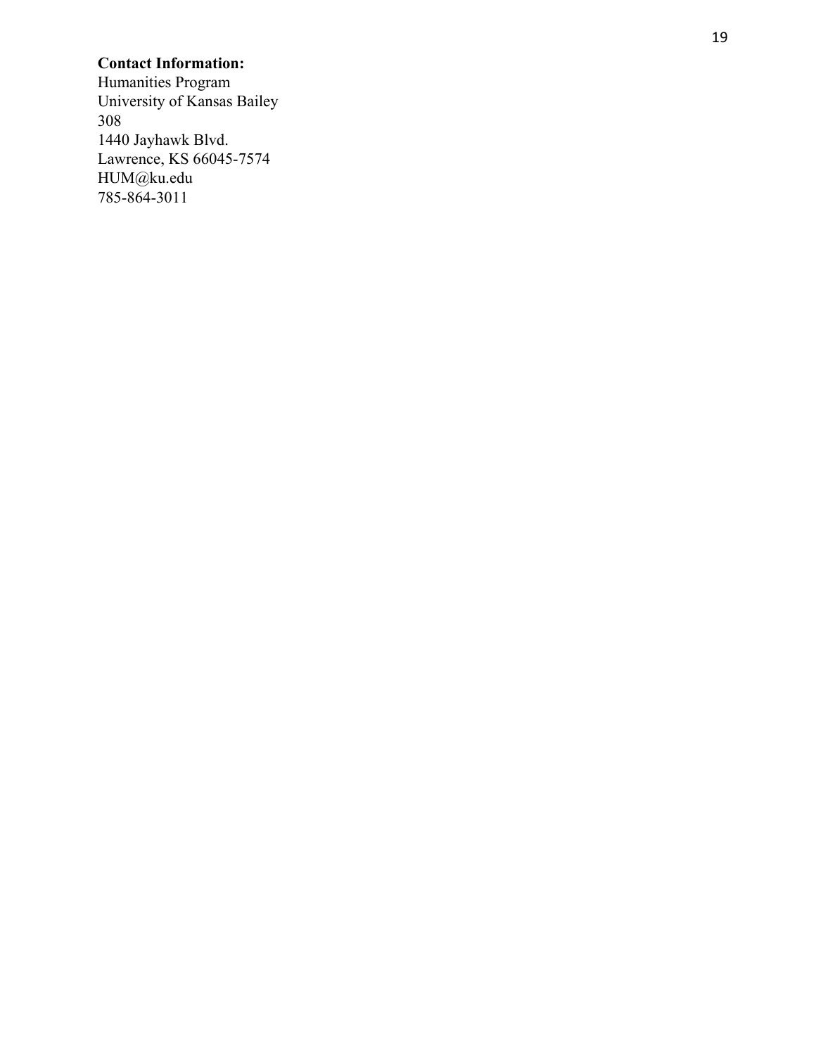**Contact Information:**
Humanities Program
University of Kansas Bailey
308
1440 Jayhawk Blvd.
Lawrence, KS 66045-7574
HUM@ku.edu
785-864-3011